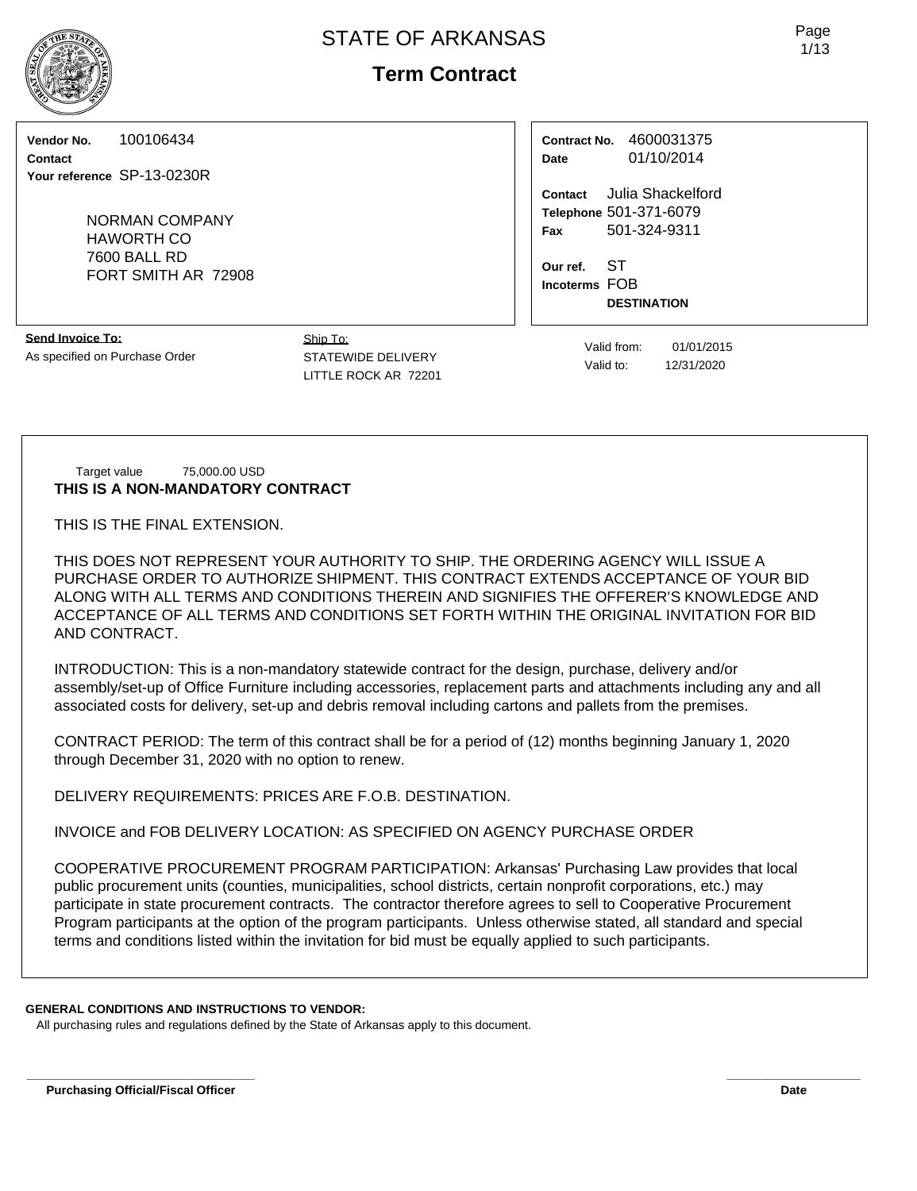# STATE OF ARKANSAS

## Term Contract

**Vendor No.** 100106434
**Contact**
**Your reference** SP-13-0230R

NORMAN COMPANY
HAWORTH CO
7600 BALL RD
FORT SMITH AR 72908

**Contract No.** 4600031375
**Date** 01/10/2014

**Contact** Julia Shackelford
**Telephone** 501-371-6079
**Fax** 501-324-9311

**Our ref.** ST
**Incoterms** FOB
**DESTINATION**

**Send Invoice To:**
As specified on Purchase Order

Ship To:
STATEWIDE DELIVERY
LITTLE ROCK AR 72201

Valid from: 01/01/2015
Valid to: 12/31/2020

Target value 75,000.00 USD

**THIS IS A NON-MANDATORY CONTRACT**

THIS IS THE FINAL EXTENSION.

THIS DOES NOT REPRESENT YOUR AUTHORITY TO SHIP. THE ORDERING AGENCY WILL ISSUE A PURCHASE ORDER TO AUTHORIZE SHIPMENT. THIS CONTRACT EXTENDS ACCEPTANCE OF YOUR BID ALONG WITH ALL TERMS AND CONDITIONS THEREIN AND SIGNIFIES THE OFFERER'S KNOWLEDGE AND ACCEPTANCE OF ALL TERMS AND CONDITIONS SET FORTH WITHIN THE ORIGINAL INVITATION FOR BID AND CONTRACT.

INTRODUCTION: This is a non-mandatory statewide contract for the design, purchase, delivery and/or assembly/set-up of Office Furniture including accessories, replacement parts and attachments including any and all associated costs for delivery, set-up and debris removal including cartons and pallets from the premises.

CONTRACT PERIOD: The term of this contract shall be for a period of (12) months beginning January 1, 2020 through December 31, 2020 with no option to renew.

DELIVERY REQUIREMENTS: PRICES ARE F.O.B. DESTINATION.

INVOICE and FOB DELIVERY LOCATION: AS SPECIFIED ON AGENCY PURCHASE ORDER

COOPERATIVE PROCUREMENT PROGRAM PARTICIPATION: Arkansas' Purchasing Law provides that local public procurement units (counties, municipalities, school districts, certain nonprofit corporations, etc.) may participate in state procurement contracts. The contractor therefore agrees to sell to Cooperative Procurement Program participants at the option of the program participants. Unless otherwise stated, all standard and special terms and conditions listed within the invitation for bid must be equally applied to such participants.

**GENERAL CONDITIONS AND INSTRUCTIONS TO VENDOR:**

All purchasing rules and regulations defined by the State of Arkansas apply to this document.

**Purchasing Official/Fiscal Officer** **Date**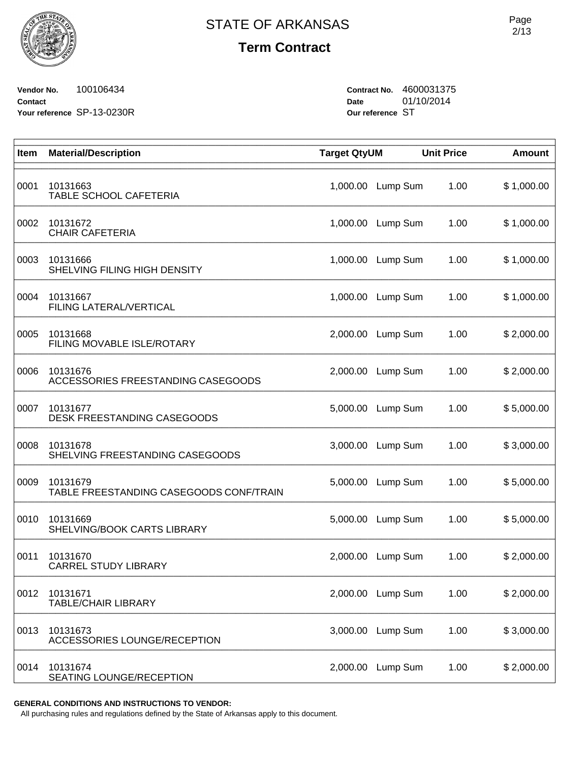# STATE OF ARKANSAS

## Term Contract

**Vendor No.** 100106434
**Contact**
**Your reference** SP-13-0230R

**Contract No.** 4600031375
**Date** 01/10/2014
**Our reference** ST

| Item | Material/Description | Target Qty | UM | Unit Price | Amount |
|---|---|---|---|---|---|
| 0001 | 10131663<br>TABLE SCHOOL CAFETERIA | 1,000.00 | Lump Sum | 1.00 | $ 1,000.00 |
| 0002 | 10131672<br>CHAIR CAFETERIA | 1,000.00 | Lump Sum | 1.00 | $ 1,000.00 |
| 0003 | 10131666<br>SHELVING FILING HIGH DENSITY | 1,000.00 | Lump Sum | 1.00 | $ 1,000.00 |
| 0004 | 10131667<br>FILING LATERAL/VERTICAL | 1,000.00 | Lump Sum | 1.00 | $ 1,000.00 |
| 0005 | 10131668<br>FILING MOVABLE ISLE/ROTARY | 2,000.00 | Lump Sum | 1.00 | $ 2,000.00 |
| 0006 | 10131676<br>ACCESSORIES FREESTANDING CASEGOODS | 2,000.00 | Lump Sum | 1.00 | $ 2,000.00 |
| 0007 | 10131677<br>DESK FREESTANDING CASEGOODS | 5,000.00 | Lump Sum | 1.00 | $ 5,000.00 |
| 0008 | 10131678<br>SHELVING FREESTANDING CASEGOODS | 3,000.00 | Lump Sum | 1.00 | $ 3,000.00 |
| 0009 | 10131679<br>TABLE FREESTANDING CASEGOODS CONF/TRAIN | 5,000.00 | Lump Sum | 1.00 | $ 5,000.00 |
| 0010 | 10131669<br>SHELVING/BOOK CARTS LIBRARY | 5,000.00 | Lump Sum | 1.00 | $ 5,000.00 |
| 0011 | 10131670<br>CARREL STUDY LIBRARY | 2,000.00 | Lump Sum | 1.00 | $ 2,000.00 |
| 0012 | 10131671<br>TABLE/CHAIR LIBRARY | 2,000.00 | Lump Sum | 1.00 | $ 2,000.00 |
| 0013 | 10131673<br>ACCESSORIES LOUNGE/RECEPTION | 3,000.00 | Lump Sum | 1.00 | $ 3,000.00 |
| 0014 | 10131674<br>SEATING LOUNGE/RECEPTION | 2,000.00 | Lump Sum | 1.00 | $ 2,000.00 |

**GENERAL CONDITIONS AND INSTRUCTIONS TO VENDOR:**
All purchasing rules and regulations defined by the State of Arkansas apply to this document.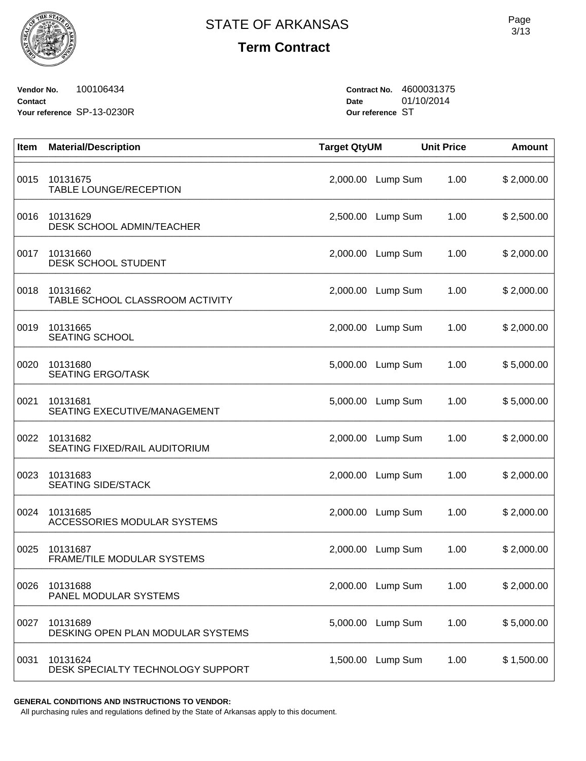# STATE OF ARKANSAS

## Term Contract

**Vendor No.** 100106434
**Contact**
**Your reference** SP-13-0230R

**Contract No.** 4600031375
**Date** 01/10/2014
**Our reference** ST

| Item | Material/Description | Target Qty | UM | Unit Price | Amount |
|---|---|---|---|---|---|
| 0015 | 10131675<br>TABLE LOUNGE/RECEPTION | 2,000.00 | Lump Sum | 1.00 | $ 2,000.00 |
| 0016 | 10131629<br>DESK SCHOOL ADMIN/TEACHER | 2,500.00 | Lump Sum | 1.00 | $ 2,500.00 |
| 0017 | 10131660<br>DESK SCHOOL STUDENT | 2,000.00 | Lump Sum | 1.00 | $ 2,000.00 |
| 0018 | 10131662<br>TABLE SCHOOL CLASSROOM ACTIVITY | 2,000.00 | Lump Sum | 1.00 | $ 2,000.00 |
| 0019 | 10131665<br>SEATING SCHOOL | 2,000.00 | Lump Sum | 1.00 | $ 2,000.00 |
| 0020 | 10131680<br>SEATING ERGO/TASK | 5,000.00 | Lump Sum | 1.00 | $ 5,000.00 |
| 0021 | 10131681<br>SEATING EXECUTIVE/MANAGEMENT | 5,000.00 | Lump Sum | 1.00 | $ 5,000.00 |
| 0022 | 10131682<br>SEATING FIXED/RAIL AUDITORIUM | 2,000.00 | Lump Sum | 1.00 | $ 2,000.00 |
| 0023 | 10131683<br>SEATING SIDE/STACK | 2,000.00 | Lump Sum | 1.00 | $ 2,000.00 |
| 0024 | 10131685<br>ACCESSORIES MODULAR SYSTEMS | 2,000.00 | Lump Sum | 1.00 | $ 2,000.00 |
| 0025 | 10131687<br>FRAME/TILE MODULAR SYSTEMS | 2,000.00 | Lump Sum | 1.00 | $ 2,000.00 |
| 0026 | 10131688<br>PANEL MODULAR SYSTEMS | 2,000.00 | Lump Sum | 1.00 | $ 2,000.00 |
| 0027 | 10131689<br>DESKING OPEN PLAN MODULAR SYSTEMS | 5,000.00 | Lump Sum | 1.00 | $ 5,000.00 |
| 0031 | 10131624<br>DESK SPECIALTY TECHNOLOGY SUPPORT | 1,500.00 | Lump Sum | 1.00 | $ 1,500.00 |

**GENERAL CONDITIONS AND INSTRUCTIONS TO VENDOR:**
All purchasing rules and regulations defined by the State of Arkansas apply to this document.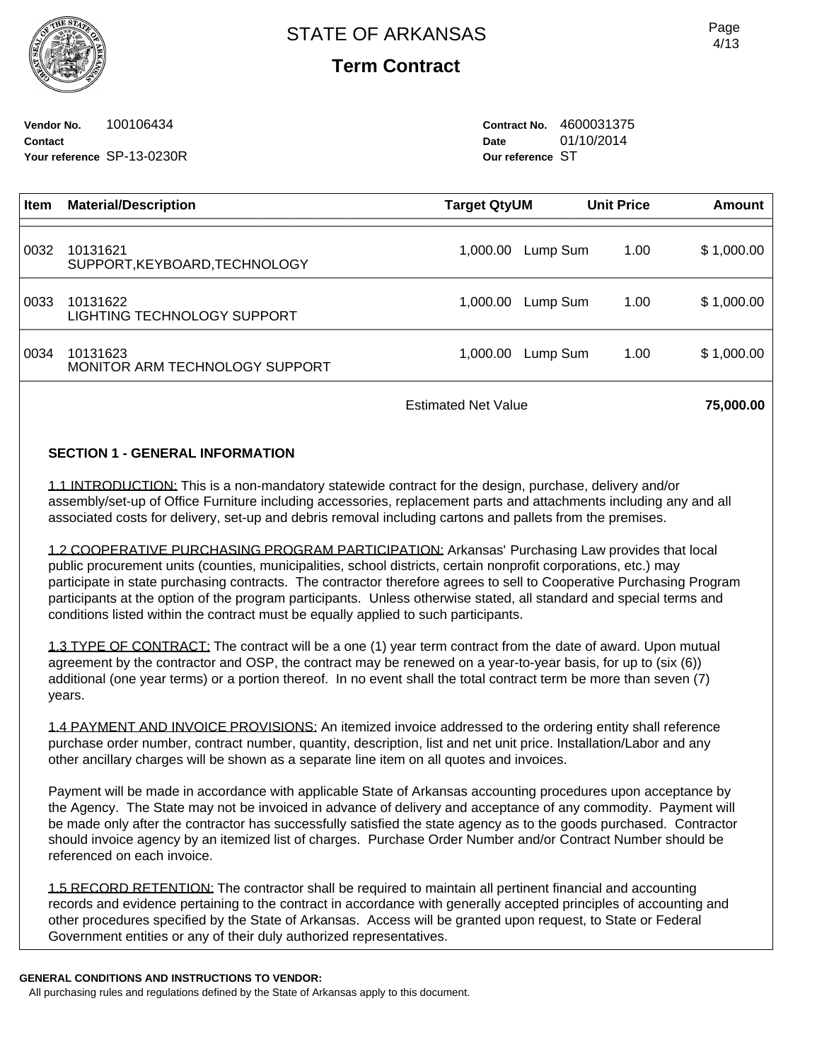# STATE OF ARKANSAS

## Term Contract

**Vendor No.** 100106434
**Contact**
**Your reference** SP-13-0230R

**Contract No.** 4600031375
**Date** 01/10/2014
**Our reference** ST

| Item | Material/Description | Target Qty | UM | Unit Price | Amount |
|---|---|---|---|---|---|
| 0032 | 10131621<br>SUPPORT,KEYBOARD,TECHNOLOGY | 1,000.00 | Lump Sum | 1.00 | $ 1,000.00 |
| 0033 | 10131622<br>LIGHTING TECHNOLOGY SUPPORT | 1,000.00 | Lump Sum | 1.00 | $ 1,000.00 |
| 0034 | 10131623<br>MONITOR ARM TECHNOLOGY SUPPORT | 1,000.00 | Lump Sum | 1.00 | $ 1,000.00 |
| | | Estimated Net Value | | | **75,000.00** |

**SECTION 1 - GENERAL INFORMATION**

1.1 INTRODUCTION: This is a non-mandatory statewide contract for the design, purchase, delivery and/or assembly/set-up of Office Furniture including accessories, replacement parts and attachments including any and all associated costs for delivery, set-up and debris removal including cartons and pallets from the premises.

1.2 COOPERATIVE PURCHASING PROGRAM PARTICIPATION: Arkansas' Purchasing Law provides that local public procurement units (counties, municipalities, school districts, certain nonprofit corporations, etc.) may participate in state purchasing contracts. The contractor therefore agrees to sell to Cooperative Purchasing Program participants at the option of the program participants. Unless otherwise stated, all standard and special terms and conditions listed within the contract must be equally applied to such participants.

1.3 TYPE OF CONTRACT: The contract will be a one (1) year term contract from the date of award. Upon mutual agreement by the contractor and OSP, the contract may be renewed on a year-to-year basis, for up to (six (6)) additional (one year terms) or a portion thereof. In no event shall the total contract term be more than seven (7) years.

1.4 PAYMENT AND INVOICE PROVISIONS: An itemized invoice addressed to the ordering entity shall reference purchase order number, contract number, quantity, description, list and net unit price. Installation/Labor and any other ancillary charges will be shown as a separate line item on all quotes and invoices.

Payment will be made in accordance with applicable State of Arkansas accounting procedures upon acceptance by the Agency. The State may not be invoiced in advance of delivery and acceptance of any commodity. Payment will be made only after the contractor has successfully satisfied the state agency as to the goods purchased. Contractor should invoice agency by an itemized list of charges. Purchase Order Number and/or Contract Number should be referenced on each invoice.

1.5 RECORD RETENTION: The contractor shall be required to maintain all pertinent financial and accounting records and evidence pertaining to the contract in accordance with generally accepted principles of accounting and other procedures specified by the State of Arkansas. Access will be granted upon request, to State or Federal Government entities or any of their duly authorized representatives.

**GENERAL CONDITIONS AND INSTRUCTIONS TO VENDOR:**
All purchasing rules and regulations defined by the State of Arkansas apply to this document.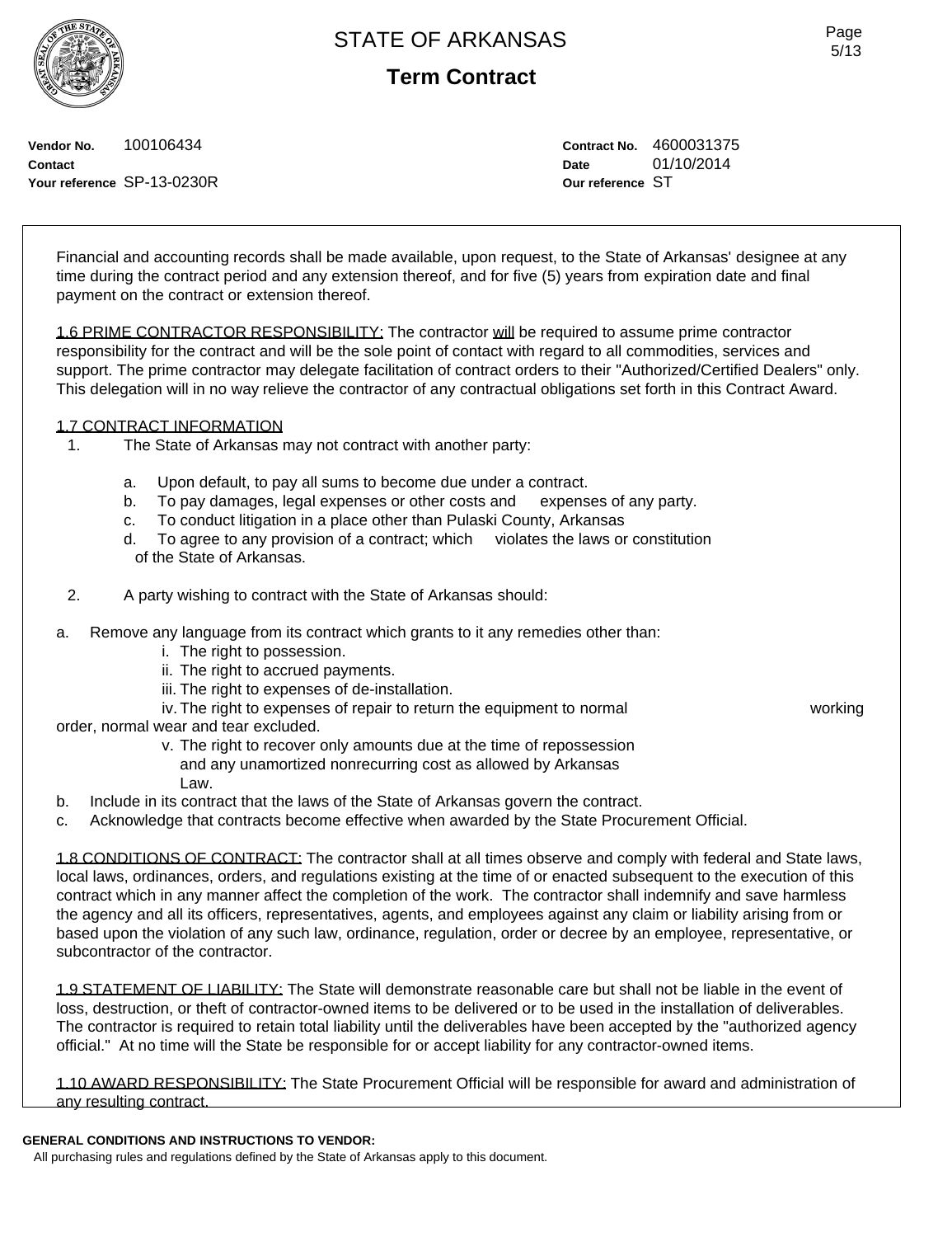STATE OF ARKANSAS

**Term Contract**

**Vendor No.** 100106434
**Contact**
**Your reference** SP-13-0230R

**Contract No.** 4600031375
**Date** 01/10/2014
**Our reference** ST

Financial and accounting records shall be made available, upon request, to the State of Arkansas' designee at any time during the contract period and any extension thereof, and for five (5) years from expiration date and final payment on the contract or extension thereof.

1.6 PRIME CONTRACTOR RESPONSIBILITY: The contractor will be required to assume prime contractor responsibility for the contract and will be the sole point of contact with regard to all commodities, services and support. The prime contractor may delegate facilitation of contract orders to their "Authorized/Certified Dealers" only. This delegation will in no way relieve the contractor of any contractual obligations set forth in this Contract Award.

1.7 CONTRACT INFORMATION

1. The State of Arkansas may not contract with another party:

   a. Upon default, to pay all sums to become due under a contract.
   b. To pay damages, legal expenses or other costs and expenses of any party.
   c. To conduct litigation in a place other than Pulaski County, Arkansas
   d. To agree to any provision of a contract; which violates the laws or constitution of the State of Arkansas.

2. A party wishing to contract with the State of Arkansas should:

a. Remove any language from its contract which grants to it any remedies other than:
   i. The right to possession.
   ii. The right to accrued payments.
   iii. The right to expenses of de-installation.
   iv. The right to expenses of repair to return the equipment to normal working order, normal wear and tear excluded.
   v. The right to recover only amounts due at the time of repossession and any unamortized nonrecurring cost as allowed by Arkansas Law.
b. Include in its contract that the laws of the State of Arkansas govern the contract.
c. Acknowledge that contracts become effective when awarded by the State Procurement Official.

1.8 CONDITIONS OF CONTRACT: The contractor shall at all times observe and comply with federal and State laws, local laws, ordinances, orders, and regulations existing at the time of or enacted subsequent to the execution of this contract which in any manner affect the completion of the work. The contractor shall indemnify and save harmless the agency and all its officers, representatives, agents, and employees against any claim or liability arising from or based upon the violation of any such law, ordinance, regulation, order or decree by an employee, representative, or subcontractor of the contractor.

1.9 STATEMENT OF LIABILITY: The State will demonstrate reasonable care but shall not be liable in the event of loss, destruction, or theft of contractor-owned items to be delivered or to be used in the installation of deliverables. The contractor is required to retain total liability until the deliverables have been accepted by the "authorized agency official." At no time will the State be responsible for or accept liability for any contractor-owned items.

1.10 AWARD RESPONSIBILITY: The State Procurement Official will be responsible for award and administration of any resulting contract.

**GENERAL CONDITIONS AND INSTRUCTIONS TO VENDOR:**
All purchasing rules and regulations defined by the State of Arkansas apply to this document.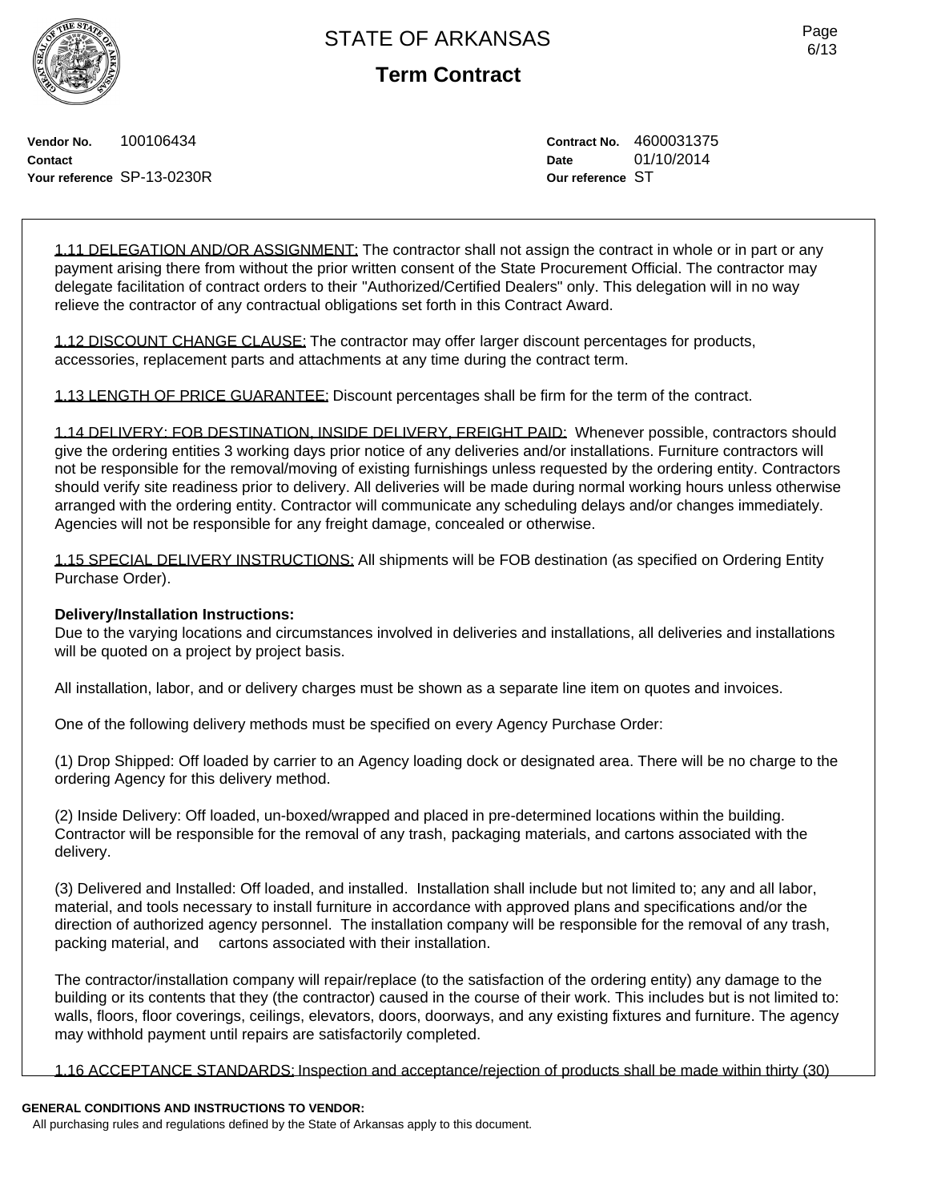# STATE OF ARKANSAS

## Term Contract

**Vendor No.** 100106434
**Contact**
**Your reference** SP-13-0230R

**Contract No.** 4600031375
**Date** 01/10/2014
**Our reference** ST

1.11 DELEGATION AND/OR ASSIGNMENT: The contractor shall not assign the contract in whole or in part or any payment arising there from without the prior written consent of the State Procurement Official. The contractor may delegate facilitation of contract orders to their "Authorized/Certified Dealers" only. This delegation will in no way relieve the contractor of any contractual obligations set forth in this Contract Award.

1.12 DISCOUNT CHANGE CLAUSE: The contractor may offer larger discount percentages for products, accessories, replacement parts and attachments at any time during the contract term.

1.13 LENGTH OF PRICE GUARANTEE: Discount percentages shall be firm for the term of the contract.

1.14 DELIVERY: FOB DESTINATION, INSIDE DELIVERY, FREIGHT PAID: Whenever possible, contractors should give the ordering entities 3 working days prior notice of any deliveries and/or installations. Furniture contractors will not be responsible for the removal/moving of existing furnishings unless requested by the ordering entity. Contractors should verify site readiness prior to delivery. All deliveries will be made during normal working hours unless otherwise arranged with the ordering entity. Contractor will communicate any scheduling delays and/or changes immediately. Agencies will not be responsible for any freight damage, concealed or otherwise.

1.15 SPECIAL DELIVERY INSTRUCTIONS: All shipments will be FOB destination (as specified on Ordering Entity Purchase Order).

**Delivery/Installation Instructions:**
Due to the varying locations and circumstances involved in deliveries and installations, all deliveries and installations will be quoted on a project by project basis.

All installation, labor, and or delivery charges must be shown as a separate line item on quotes and invoices.

One of the following delivery methods must be specified on every Agency Purchase Order:

(1) Drop Shipped: Off loaded by carrier to an Agency loading dock or designated area. There will be no charge to the ordering Agency for this delivery method.

(2) Inside Delivery: Off loaded, un-boxed/wrapped and placed in pre-determined locations within the building. Contractor will be responsible for the removal of any trash, packaging materials, and cartons associated with the delivery.

(3) Delivered and Installed: Off loaded, and installed. Installation shall include but not limited to; any and all labor, material, and tools necessary to install furniture in accordance with approved plans and specifications and/or the direction of authorized agency personnel. The installation company will be responsible for the removal of any trash, packing material, and cartons associated with their installation.

The contractor/installation company will repair/replace (to the satisfaction of the ordering entity) any damage to the building or its contents that they (the contractor) caused in the course of their work. This includes but is not limited to: walls, floors, floor coverings, ceilings, elevators, doors, doorways, and any existing fixtures and furniture. The agency may withhold payment until repairs are satisfactorily completed.

1.16 ACCEPTANCE STANDARDS: Inspection and acceptance/rejection of products shall be made within thirty (30)

**GENERAL CONDITIONS AND INSTRUCTIONS TO VENDOR:**
All purchasing rules and regulations defined by the State of Arkansas apply to this document.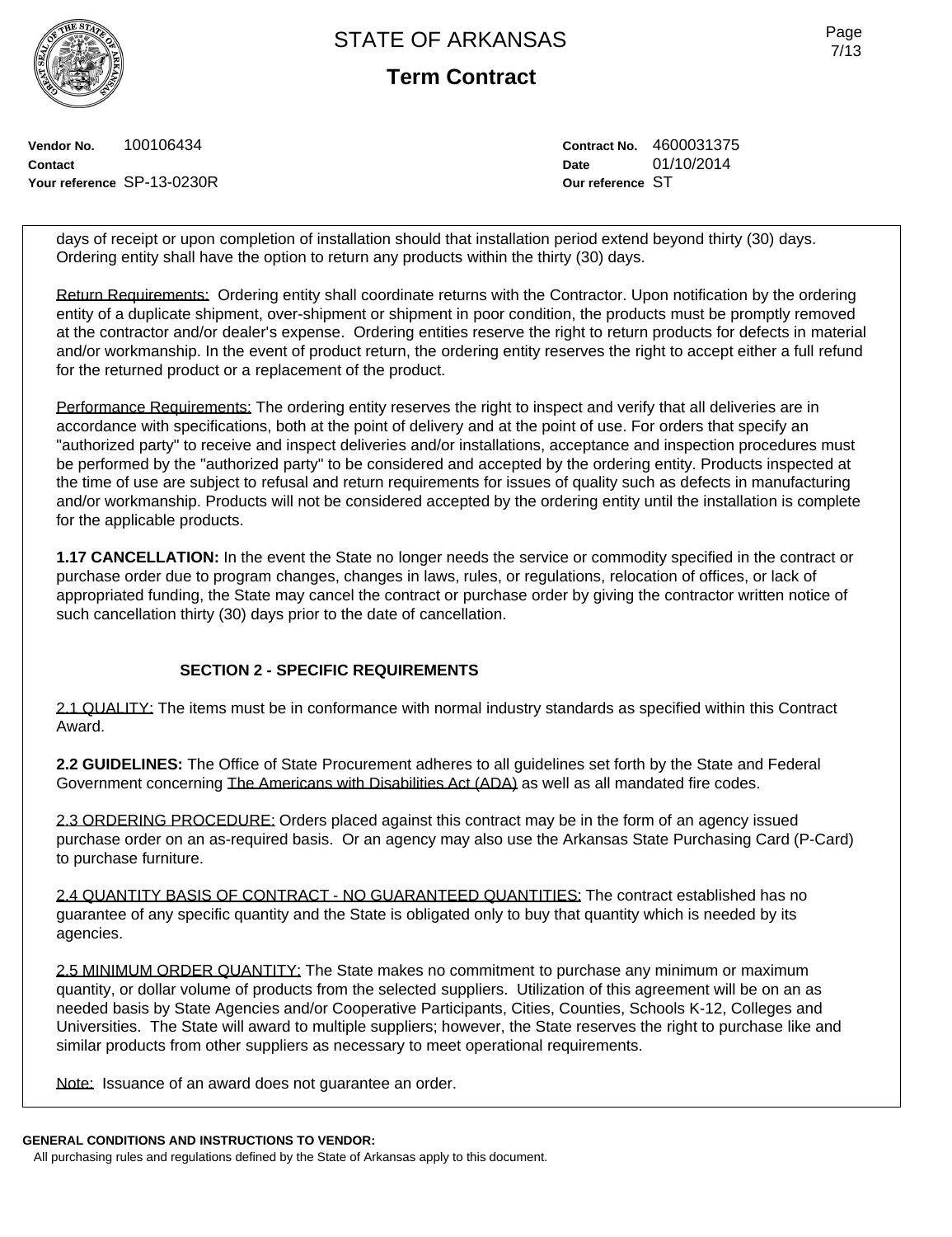days of receipt or upon completion of installation should that installation period extend beyond thirty (30) days. Ordering entity shall have the option to return any products within the thirty (30) days.

Return Requirements: Ordering entity shall coordinate returns with the Contractor. Upon notification by the ordering entity of a duplicate shipment, over-shipment or shipment in poor condition, the products must be promptly removed at the contractor and/or dealer's expense. Ordering entities reserve the right to return products for defects in material and/or workmanship. In the event of product return, the ordering entity reserves the right to accept either a full refund for the returned product or a replacement of the product.

Performance Requirements: The ordering entity reserves the right to inspect and verify that all deliveries are in accordance with specifications, both at the point of delivery and at the point of use. For orders that specify an "authorized party" to receive and inspect deliveries and/or installations, acceptance and inspection procedures must be performed by the "authorized party" to be considered and accepted by the ordering entity. Products inspected at the time of use are subject to refusal and return requirements for issues of quality such as defects in manufacturing and/or workmanship. Products will not be considered accepted by the ordering entity until the installation is complete for the applicable products.

**1.17 CANCELLATION:** In the event the State no longer needs the service or commodity specified in the contract or purchase order due to program changes, changes in laws, rules, or regulations, relocation of offices, or lack of appropriated funding, the State may cancel the contract or purchase order by giving the contractor written notice of such cancellation thirty (30) days prior to the date of cancellation.

## SECTION 2 - SPECIFIC REQUIREMENTS

2.1 QUALITY: The items must be in conformance with normal industry standards as specified within this Contract Award.

**2.2 GUIDELINES:** The Office of State Procurement adheres to all guidelines set forth by the State and Federal Government concerning The Americans with Disabilities Act (ADA) as well as all mandated fire codes.

2.3 ORDERING PROCEDURE: Orders placed against this contract may be in the form of an agency issued purchase order on an as-required basis. Or an agency may also use the Arkansas State Purchasing Card (P-Card) to purchase furniture.

2.4 QUANTITY BASIS OF CONTRACT - NO GUARANTEED QUANTITIES: The contract established has no guarantee of any specific quantity and the State is obligated only to buy that quantity which is needed by its agencies.

2.5 MINIMUM ORDER QUANTITY: The State makes no commitment to purchase any minimum or maximum quantity, or dollar volume of products from the selected suppliers. Utilization of this agreement will be on an as needed basis by State Agencies and/or Cooperative Participants, Cities, Counties, Schools K-12, Colleges and Universities. The State will award to multiple suppliers; however, the State reserves the right to purchase like and similar products from other suppliers as necessary to meet operational requirements.

Note: Issuance of an award does not guarantee an order.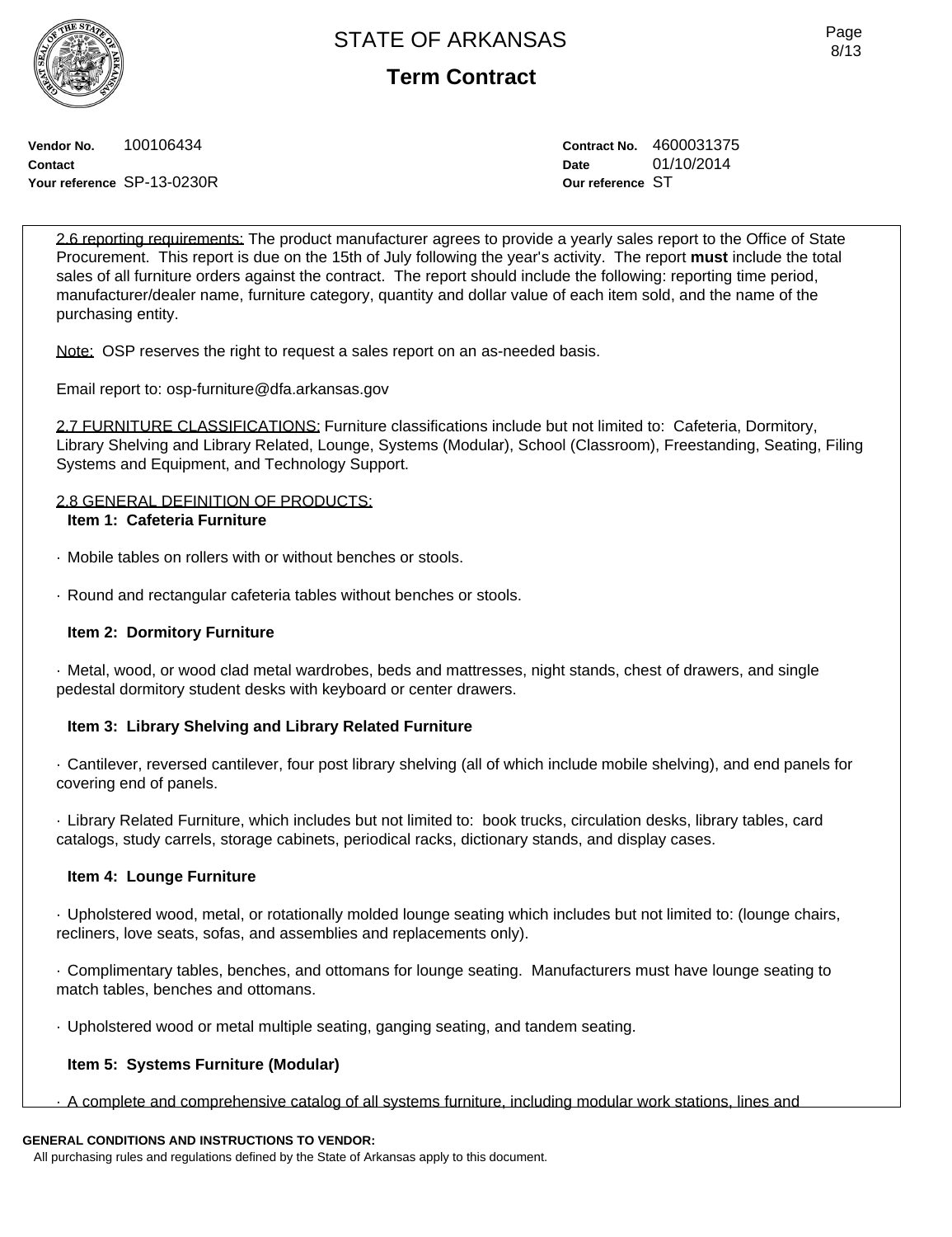STATE OF ARKANSAS

**Term Contract**

**Vendor No.** 100106434
**Contact**
**Your reference** SP-13-0230R

**Contract No.** 4600031375
**Date** 01/10/2014
**Our reference** ST

2.6 reporting requirements: The product manufacturer agrees to provide a yearly sales report to the Office of State Procurement. This report is due on the 15th of July following the year's activity. The report **must** include the total sales of all furniture orders against the contract. The report should include the following: reporting time period, manufacturer/dealer name, furniture category, quantity and dollar value of each item sold, and the name of the purchasing entity.

Note: OSP reserves the right to request a sales report on an as-needed basis.

Email report to: osp-furniture@dfa.arkansas.gov

2.7 FURNITURE CLASSIFICATIONS: Furniture classifications include but not limited to: Cafeteria, Dormitory, Library Shelving and Library Related, Lounge, Systems (Modular), School (Classroom), Freestanding, Seating, Filing Systems and Equipment, and Technology Support.

2.8 GENERAL DEFINITION OF PRODUCTS:

**Item 1: Cafeteria Furniture**

· Mobile tables on rollers with or without benches or stools.

· Round and rectangular cafeteria tables without benches or stools.

**Item 2: Dormitory Furniture**

· Metal, wood, or wood clad metal wardrobes, beds and mattresses, night stands, chest of drawers, and single pedestal dormitory student desks with keyboard or center drawers.

**Item 3: Library Shelving and Library Related Furniture**

· Cantilever, reversed cantilever, four post library shelving (all of which include mobile shelving), and end panels for covering end of panels.

· Library Related Furniture, which includes but not limited to: book trucks, circulation desks, library tables, card catalogs, study carrels, storage cabinets, periodical racks, dictionary stands, and display cases.

**Item 4: Lounge Furniture**

· Upholstered wood, metal, or rotationally molded lounge seating which includes but not limited to: (lounge chairs, recliners, love seats, sofas, and assemblies and replacements only).

· Complimentary tables, benches, and ottomans for lounge seating. Manufacturers must have lounge seating to match tables, benches and ottomans.

· Upholstered wood or metal multiple seating, ganging seating, and tandem seating.

**Item 5: Systems Furniture (Modular)**

· A complete and comprehensive catalog of all systems furniture, including modular work stations, lines and

**GENERAL CONDITIONS AND INSTRUCTIONS TO VENDOR:**
All purchasing rules and regulations defined by the State of Arkansas apply to this document.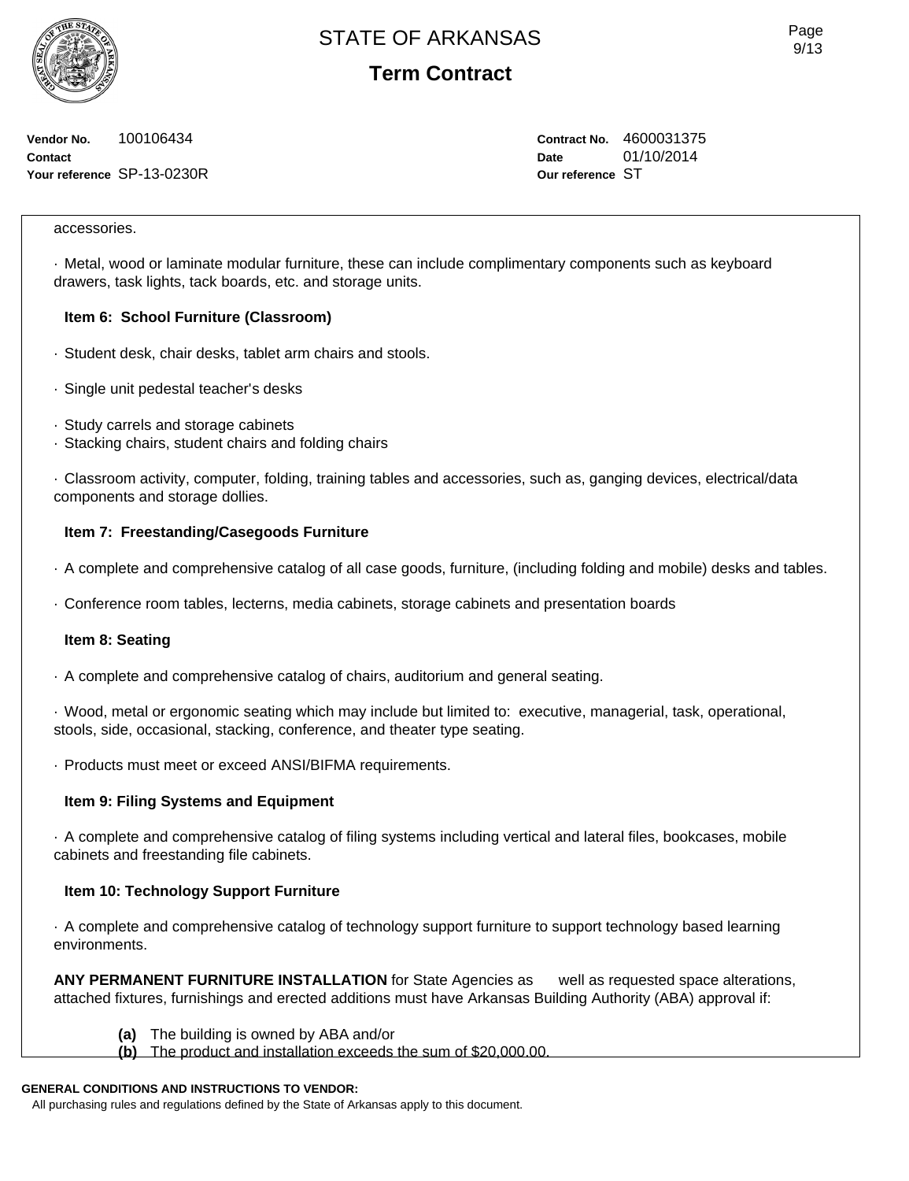**Vendor No.** 100106434
**Contact**
**Your reference** SP-13-0230R

**Contract No.** 4600031375
**Date** 01/10/2014
**Our reference** ST

accessories.

· Metal, wood or laminate modular furniture, these can include complimentary components such as keyboard drawers, task lights, tack boards, etc. and storage units.

**Item 6: School Furniture (Classroom)**

· Student desk, chair desks, tablet arm chairs and stools.

· Single unit pedestal teacher's desks

· Study carrels and storage cabinets
· Stacking chairs, student chairs and folding chairs

· Classroom activity, computer, folding, training tables and accessories, such as, ganging devices, electrical/data components and storage dollies.

**Item 7: Freestanding/Casegoods Furniture**

· A complete and comprehensive catalog of all case goods, furniture, (including folding and mobile) desks and tables.

· Conference room tables, lecterns, media cabinets, storage cabinets and presentation boards

**Item 8: Seating**

· A complete and comprehensive catalog of chairs, auditorium and general seating.

· Wood, metal or ergonomic seating which may include but limited to: executive, managerial, task, operational, stools, side, occasional, stacking, conference, and theater type seating.

· Products must meet or exceed ANSI/BIFMA requirements.

**Item 9: Filing Systems and Equipment**

· A complete and comprehensive catalog of filing systems including vertical and lateral files, bookcases, mobile cabinets and freestanding file cabinets.

**Item 10: Technology Support Furniture**

· A complete and comprehensive catalog of technology support furniture to support technology based learning environments.

**ANY PERMANENT FURNITURE INSTALLATION** for State Agencies as well as requested space alterations, attached fixtures, furnishings and erected additions must have Arkansas Building Authority (ABA) approval if:

**(a)** The building is owned by ABA and/or
**(b)** The product and installation exceeds the sum of $20,000.00.

**GENERAL CONDITIONS AND INSTRUCTIONS TO VENDOR:**
All purchasing rules and regulations defined by the State of Arkansas apply to this document.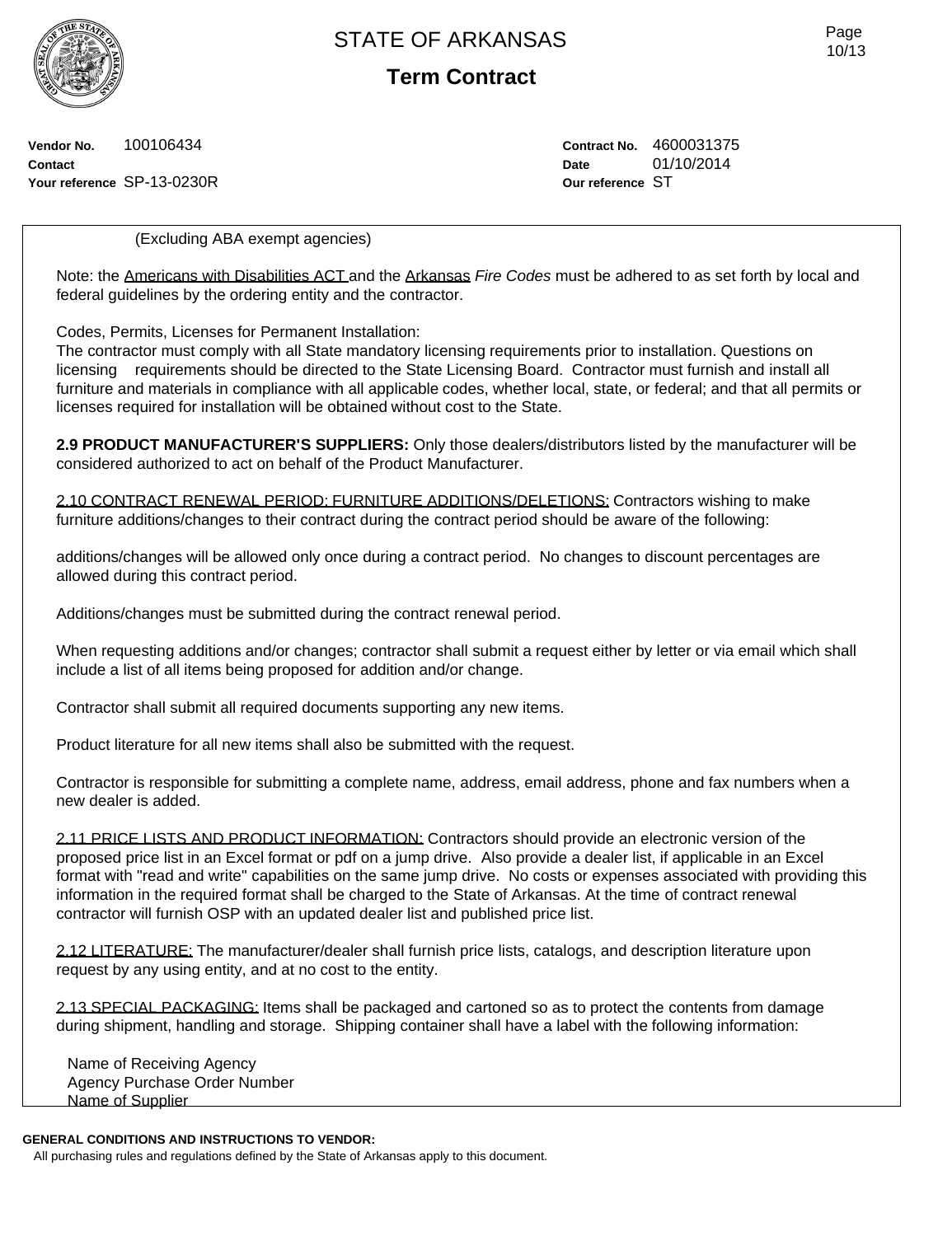# STATE OF ARKANSAS

**Term Contract**

**Vendor No.** 100106434
**Contact**
**Your reference** SP-13-0230R

**Contract No.** 4600031375
**Date** 01/10/2014
**Our reference** ST

(Excluding ABA exempt agencies)

Note: the Americans with Disabilities ACT and the Arkansas *Fire Codes* must be adhered to as set forth by local and federal guidelines by the ordering entity and the contractor.

Codes, Permits, Licenses for Permanent Installation:
The contractor must comply with all State mandatory licensing requirements prior to installation. Questions on licensing requirements should be directed to the State Licensing Board. Contractor must furnish and install all furniture and materials in compliance with all applicable codes, whether local, state, or federal; and that all permits or licenses required for installation will be obtained without cost to the State.

**2.9 PRODUCT MANUFACTURER'S SUPPLIERS:** Only those dealers/distributors listed by the manufacturer will be considered authorized to act on behalf of the Product Manufacturer.

2.10 CONTRACT RENEWAL PERIOD: FURNITURE ADDITIONS/DELETIONS: Contractors wishing to make furniture additions/changes to their contract during the contract period should be aware of the following:

additions/changes will be allowed only once during a contract period. No changes to discount percentages are allowed during this contract period.

Additions/changes must be submitted during the contract renewal period.

When requesting additions and/or changes; contractor shall submit a request either by letter or via email which shall include a list of all items being proposed for addition and/or change.

Contractor shall submit all required documents supporting any new items.

Product literature for all new items shall also be submitted with the request.

Contractor is responsible for submitting a complete name, address, email address, phone and fax numbers when a new dealer is added.

2.11 PRICE LISTS AND PRODUCT INFORMATION: Contractors should provide an electronic version of the proposed price list in an Excel format or pdf on a jump drive. Also provide a dealer list, if applicable in an Excel format with "read and write" capabilities on the same jump drive. No costs or expenses associated with providing this information in the required format shall be charged to the State of Arkansas. At the time of contract renewal contractor will furnish OSP with an updated dealer list and published price list.

2.12 LITERATURE: The manufacturer/dealer shall furnish price lists, catalogs, and description literature upon request by any using entity, and at no cost to the entity.

2.13 SPECIAL PACKAGING: Items shall be packaged and cartoned so as to protect the contents from damage during shipment, handling and storage. Shipping container shall have a label with the following information:

Name of Receiving Agency
Agency Purchase Order Number
Name of Supplier

**GENERAL CONDITIONS AND INSTRUCTIONS TO VENDOR:**
All purchasing rules and regulations defined by the State of Arkansas apply to this document.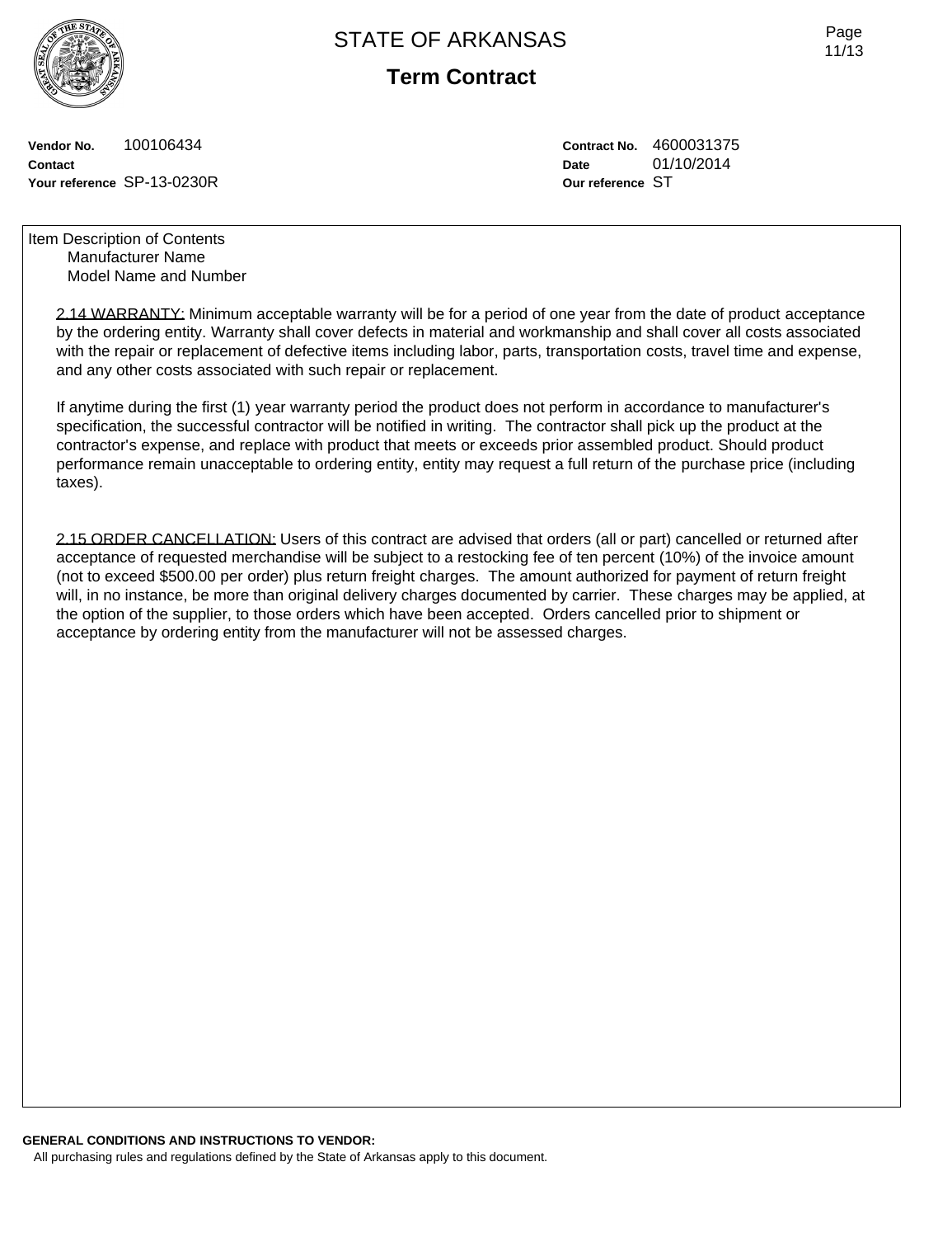# STATE OF ARKANSAS

## Term Contract

**Vendor No.** 100106434
**Contact**
**Your reference** SP-13-0230R

**Contract No.** 4600031375
**Date** 01/10/2014
**Our reference** ST

Item Description of Contents
Manufacturer Name
Model Name and Number

2.14 WARRANTY: Minimum acceptable warranty will be for a period of one year from the date of product acceptance by the ordering entity. Warranty shall cover defects in material and workmanship and shall cover all costs associated with the repair or replacement of defective items including labor, parts, transportation costs, travel time and expense, and any other costs associated with such repair or replacement.

If anytime during the first (1) year warranty period the product does not perform in accordance to manufacturer's specification, the successful contractor will be notified in writing. The contractor shall pick up the product at the contractor's expense, and replace with product that meets or exceeds prior assembled product. Should product performance remain unacceptable to ordering entity, entity may request a full return of the purchase price (including taxes).

2.15 ORDER CANCELLATION: Users of this contract are advised that orders (all or part) cancelled or returned after acceptance of requested merchandise will be subject to a restocking fee of ten percent (10%) of the invoice amount (not to exceed $500.00 per order) plus return freight charges. The amount authorized for payment of return freight will, in no instance, be more than original delivery charges documented by carrier. These charges may be applied, at the option of the supplier, to those orders which have been accepted. Orders cancelled prior to shipment or acceptance by ordering entity from the manufacturer will not be assessed charges.

**GENERAL CONDITIONS AND INSTRUCTIONS TO VENDOR:**
All purchasing rules and regulations defined by the State of Arkansas apply to this document.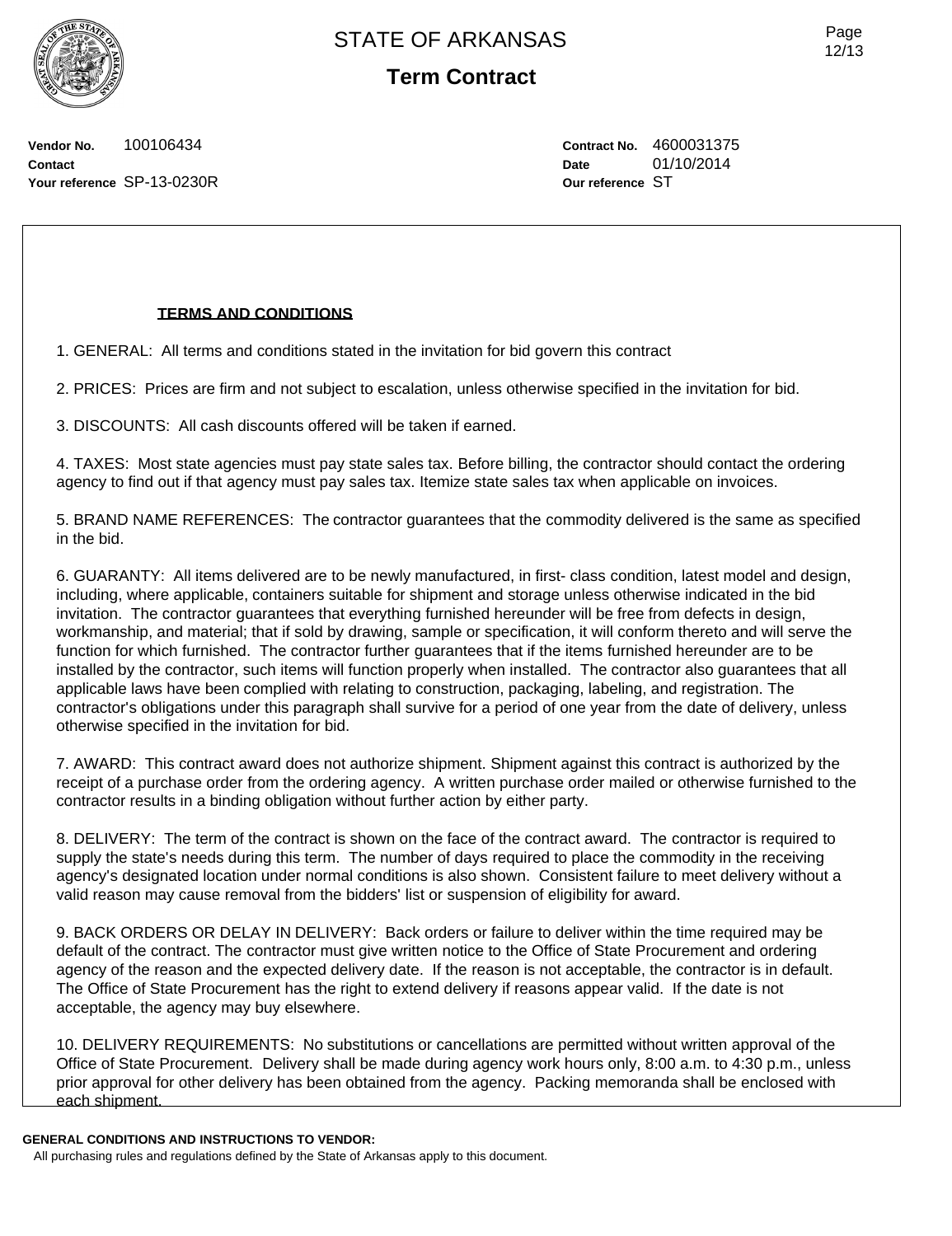# STATE OF ARKANSAS

## Term Contract

**Vendor No.** 100106434
**Contact**
**Your reference** SP-13-0230R

**Contract No.** 4600031375
**Date** 01/10/2014
**Our reference** ST

**TERMS AND CONDITIONS**

1. GENERAL: All terms and conditions stated in the invitation for bid govern this contract

2. PRICES: Prices are firm and not subject to escalation, unless otherwise specified in the invitation for bid.

3. DISCOUNTS: All cash discounts offered will be taken if earned.

4. TAXES: Most state agencies must pay state sales tax. Before billing, the contractor should contact the ordering agency to find out if that agency must pay sales tax. Itemize state sales tax when applicable on invoices.

5. BRAND NAME REFERENCES: The contractor guarantees that the commodity delivered is the same as specified in the bid.

6. GUARANTY: All items delivered are to be newly manufactured, in first- class condition, latest model and design, including, where applicable, containers suitable for shipment and storage unless otherwise indicated in the bid invitation. The contractor guarantees that everything furnished hereunder will be free from defects in design, workmanship, and material; that if sold by drawing, sample or specification, it will conform thereto and will serve the function for which furnished. The contractor further guarantees that if the items furnished hereunder are to be installed by the contractor, such items will function properly when installed. The contractor also guarantees that all applicable laws have been complied with relating to construction, packaging, labeling, and registration. The contractor's obligations under this paragraph shall survive for a period of one year from the date of delivery, unless otherwise specified in the invitation for bid.

7. AWARD: This contract award does not authorize shipment. Shipment against this contract is authorized by the receipt of a purchase order from the ordering agency. A written purchase order mailed or otherwise furnished to the contractor results in a binding obligation without further action by either party.

8. DELIVERY: The term of the contract is shown on the face of the contract award. The contractor is required to supply the state's needs during this term. The number of days required to place the commodity in the receiving agency's designated location under normal conditions is also shown. Consistent failure to meet delivery without a valid reason may cause removal from the bidders' list or suspension of eligibility for award.

9. BACK ORDERS OR DELAY IN DELIVERY: Back orders or failure to deliver within the time required may be default of the contract. The contractor must give written notice to the Office of State Procurement and ordering agency of the reason and the expected delivery date. If the reason is not acceptable, the contractor is in default. The Office of State Procurement has the right to extend delivery if reasons appear valid. If the date is not acceptable, the agency may buy elsewhere.

10. DELIVERY REQUIREMENTS: No substitutions or cancellations are permitted without written approval of the Office of State Procurement. Delivery shall be made during agency work hours only, 8:00 a.m. to 4:30 p.m., unless prior approval for other delivery has been obtained from the agency. Packing memoranda shall be enclosed with each shipment.

**GENERAL CONDITIONS AND INSTRUCTIONS TO VENDOR:**

All purchasing rules and regulations defined by the State of Arkansas apply to this document.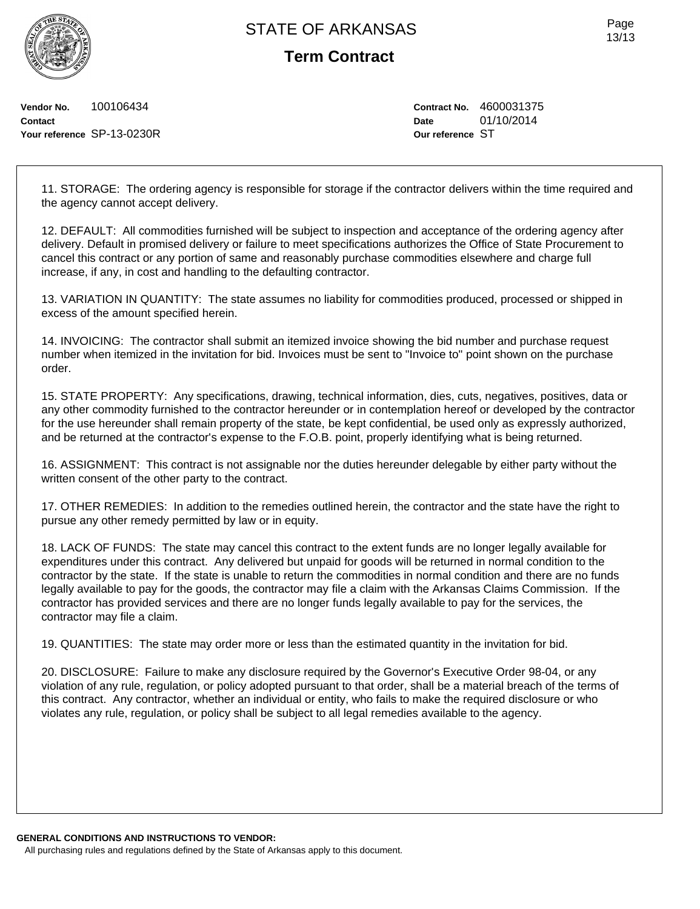# STATE OF ARKANSAS

## Term Contract

**Vendor No.** 100106434
**Contact**
**Your reference** SP-13-0230R

**Contract No.** 4600031375
**Date** 01/10/2014
**Our reference** ST

11. STORAGE: The ordering agency is responsible for storage if the contractor delivers within the time required and the agency cannot accept delivery.

12. DEFAULT: All commodities furnished will be subject to inspection and acceptance of the ordering agency after delivery. Default in promised delivery or failure to meet specifications authorizes the Office of State Procurement to cancel this contract or any portion of same and reasonably purchase commodities elsewhere and charge full increase, if any, in cost and handling to the defaulting contractor.

13. VARIATION IN QUANTITY: The state assumes no liability for commodities produced, processed or shipped in excess of the amount specified herein.

14. INVOICING: The contractor shall submit an itemized invoice showing the bid number and purchase request number when itemized in the invitation for bid. Invoices must be sent to "Invoice to" point shown on the purchase order.

15. STATE PROPERTY: Any specifications, drawing, technical information, dies, cuts, negatives, positives, data or any other commodity furnished to the contractor hereunder or in contemplation hereof or developed by the contractor for the use hereunder shall remain property of the state, be kept confidential, be used only as expressly authorized, and be returned at the contractor's expense to the F.O.B. point, properly identifying what is being returned.

16. ASSIGNMENT: This contract is not assignable nor the duties hereunder delegable by either party without the written consent of the other party to the contract.

17. OTHER REMEDIES: In addition to the remedies outlined herein, the contractor and the state have the right to pursue any other remedy permitted by law or in equity.

18. LACK OF FUNDS: The state may cancel this contract to the extent funds are no longer legally available for expenditures under this contract. Any delivered but unpaid for goods will be returned in normal condition to the contractor by the state. If the state is unable to return the commodities in normal condition and there are no funds legally available to pay for the goods, the contractor may file a claim with the Arkansas Claims Commission. If the contractor has provided services and there are no longer funds legally available to pay for the services, the contractor may file a claim.

19. QUANTITIES: The state may order more or less than the estimated quantity in the invitation for bid.

20. DISCLOSURE: Failure to make any disclosure required by the Governor's Executive Order 98-04, or any violation of any rule, regulation, or policy adopted pursuant to that order, shall be a material breach of the terms of this contract. Any contractor, whether an individual or entity, who fails to make the required disclosure or who violates any rule, regulation, or policy shall be subject to all legal remedies available to the agency.

**GENERAL CONDITIONS AND INSTRUCTIONS TO VENDOR:**
All purchasing rules and regulations defined by the State of Arkansas apply to this document.